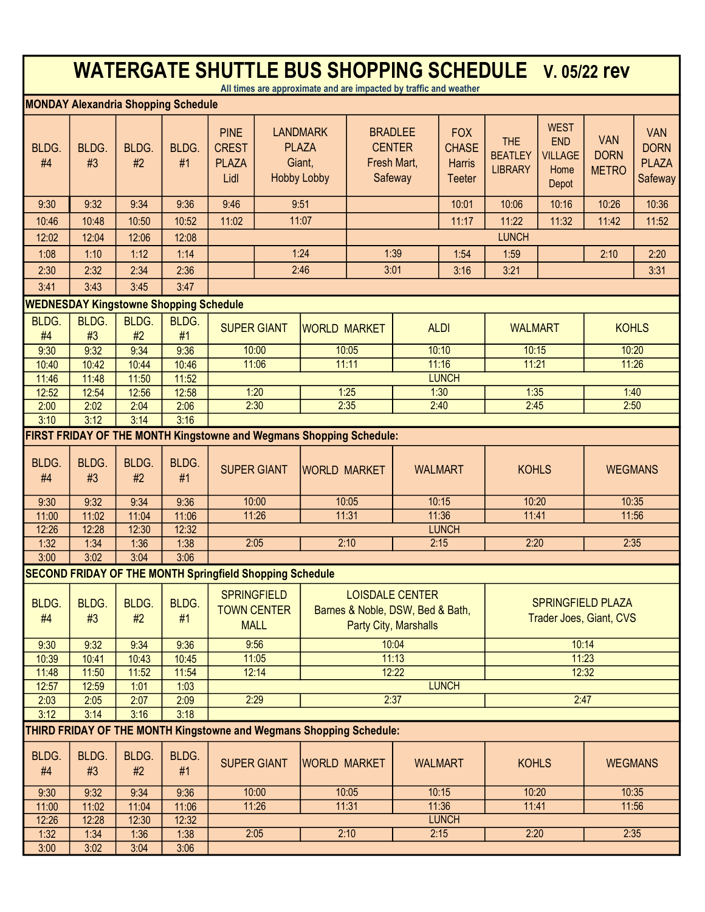# WATERGATE SHUTTLE BUS SHOPPING SCHEDULE V. 05/22 rev

All times are approximate and are impacted by traffic and weather

## MONDAY Alexandria Shopping Schedule

| BLDG. #4 | BLDG. #3 | BLDG. #2 | BLDG. #1 | PINE CREST PLAZA Lidl | LANDMARK PLAZA Giant, Hobby Lobby | BRADLEE CENTER Fresh Mart, Safeway | FOX CHASE Harris Teeter | THE BEATLEY LIBRARY | WEST END VILLAGE Home Depot | VAN DORN METRO | VAN DORN PLAZA Safeway |
|---|---|---|---|---|---|---|---|---|---|---|---|
| 9:30 | 9:32 | 9:34 | 9:36 | 9:46 | 9:51 | | 10:01 | 10:06 | 10:16 | 10:26 | 10:36 |
| 10:46 | 10:48 | 10:50 | 10:52 | 11:02 | 11:07 | | 11:17 | 11:22 | 11:32 | 11:42 | 11:52 |
| 12:02 | 12:04 | 12:06 | 12:08 | | | LUNCH | | | | | |
| 1:08 | 1:10 | 1:12 | 1:14 | | 1:24 | 1:39 | 1:54 | 1:59 | | 2:10 | 2:20 |
| 2:30 | 2:32 | 2:34 | 2:36 | | 2:46 | 3:01 | 3:16 | 3:21 | | | 3:31 |
| 3:41 | 3:43 | 3:45 | 3:47 | | | | | | | | |

## WEDNESDAY Kingstowne Shopping Schedule

| BLDG. #4 | BLDG. #3 | BLDG. #2 | BLDG. #1 | SUPER GIANT | WORLD MARKET | ALDI | WALMART | KOHLS |
|---|---|---|---|---|---|---|---|---|
| 9:30 | 9:32 | 9:34 | 9:36 | 10:00 | 10:05 | 10:10 | 10:15 | 10:20 |
| 10:40 | 10:42 | 10:44 | 10:46 | 11:06 | 11:11 | 11:16 | 11:21 | 11:26 |
| 11:46 | 11:48 | 11:50 | 11:52 | LUNCH | | | | |
| 12:52 | 12:54 | 12:56 | 12:58 | 1:20 | 1:25 | 1:30 | 1:35 | 1:40 |
| 2:00 | 2:02 | 2:04 | 2:06 | 2:30 | 2:35 | 2:40 | 2:45 | 2:50 |
| 3:10 | 3:12 | 3:14 | 3:16 | | | | | |

## FIRST FRIDAY OF THE MONTH Kingstowne and Wegmans Shopping Schedule:

| BLDG. #4 | BLDG. #3 | BLDG. #2 | BLDG. #1 | SUPER GIANT | WORLD MARKET | WALMART | KOHLS | WEGMANS |
|---|---|---|---|---|---|---|---|---|
| 9:30 | 9:32 | 9:34 | 9:36 | 10:00 | 10:05 | 10:15 | 10:20 | 10:35 |
| 11:00 | 11:02 | 11:04 | 11:06 | 11:26 | 11:31 | 11:36 | 11:41 | 11:56 |
| 12:26 | 12:28 | 12:30 | 12:32 | LUNCH | | | | |
| 1:32 | 1:34 | 1:36 | 1:38 | 2:05 | 2:10 | 2:15 | 2:20 | 2:35 |
| 3:00 | 3:02 | 3:04 | 3:06 | | | | | |

## SECOND FRIDAY OF THE MONTH Springfield Shopping Schedule

| BLDG. #4 | BLDG. #3 | BLDG. #2 | BLDG. #1 | SPRINGFIELD TOWN CENTER MALL | LOISDALE CENTER Barnes & Noble, DSW, Bed & Bath, Party City, Marshalls | SPRINGFIELD PLAZA Trader Joes, Giant, CVS |
|---|---|---|---|---|---|---|
| 9:30 | 9:32 | 9:34 | 9:36 | 9:56 | 10:04 | 10:14 |
| 10:39 | 10:41 | 10:43 | 10:45 | 11:05 | 11:13 | 11:23 |
| 11:48 | 11:50 | 11:52 | 11:54 | 12:14 | 12:22 | 12:32 |
| 12:57 | 12:59 | 1:01 | 1:03 | LUNCH | | |
| 2:03 | 2:05 | 2:07 | 2:09 | 2:29 | 2:37 | 2:47 |
| 3:12 | 3:14 | 3:16 | 3:18 | | | |

## THIRD FRIDAY OF THE MONTH Kingstowne and Wegmans Shopping Schedule:

| BLDG. #4 | BLDG. #3 | BLDG. #2 | BLDG. #1 | SUPER GIANT | WORLD MARKET | WALMART | KOHLS | WEGMANS |
|---|---|---|---|---|---|---|---|---|
| 9:30 | 9:32 | 9:34 | 9:36 | 10:00 | 10:05 | 10:15 | 10:20 | 10:35 |
| 11:00 | 11:02 | 11:04 | 11:06 | 11:26 | 11:31 | 11:36 | 11:41 | 11:56 |
| 12:26 | 12:28 | 12:30 | 12:32 | LUNCH | | | | |
| 1:32 | 1:34 | 1:36 | 1:38 | 2:05 | 2:10 | 2:15 | 2:20 | 2:35 |
| 3:00 | 3:02 | 3:04 | 3:06 | | | | | |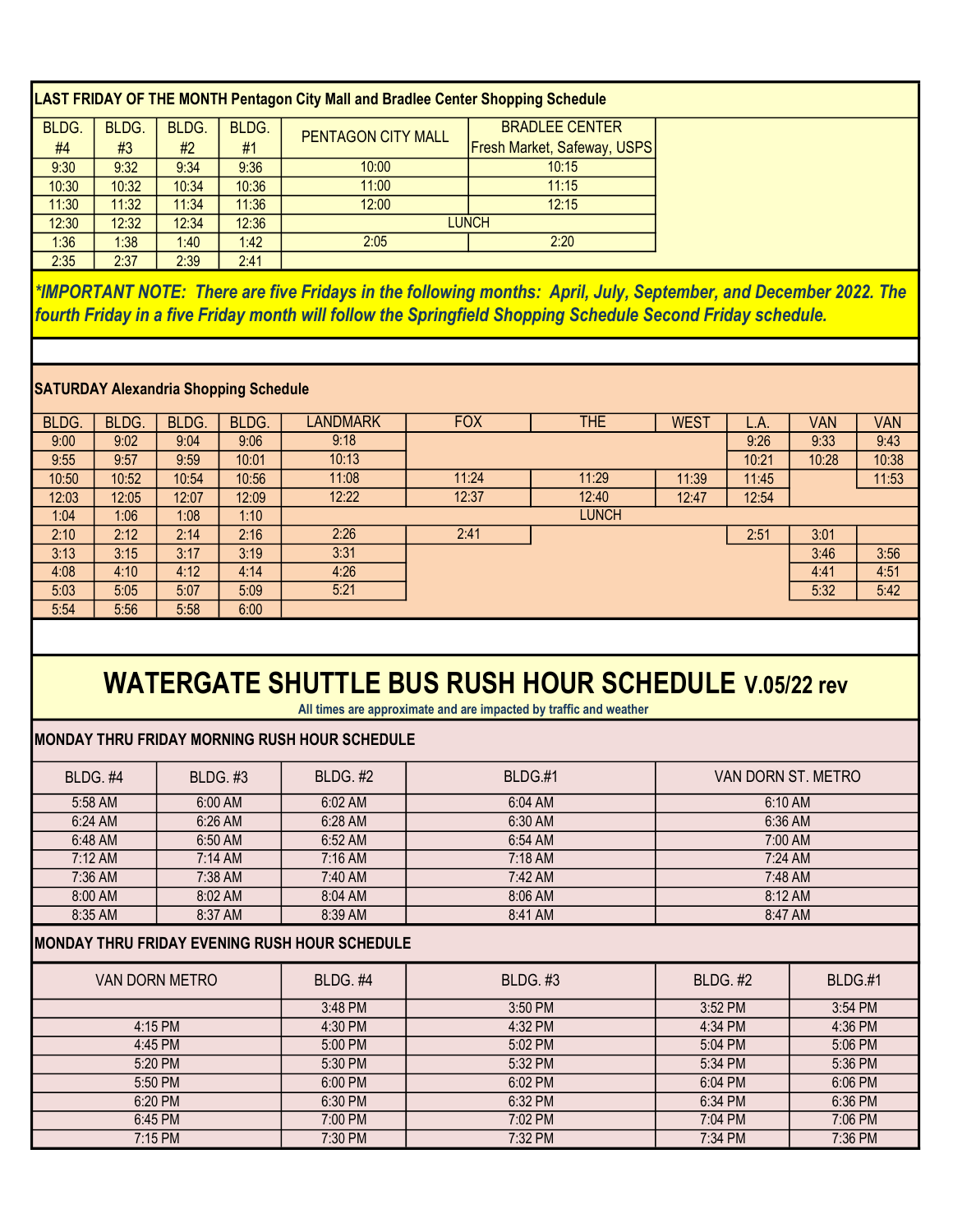### LAST FRIDAY OF THE MONTH Pentagon City Mall and Bradlee Center Shopping Schedule

| BLDG. #4 | BLDG. #3 | BLDG. #2 | BLDG. #1 | PENTAGON CITY MALL | BRADLEE CENTER Fresh Market, Safeway, USPS |
|---|---|---|---|---|---|
| 9:30 | 9:32 | 9:34 | 9:36 | 10:00 | 10:15 |
| 10:30 | 10:32 | 10:34 | 10:36 | 11:00 | 11:15 |
| 11:30 | 11:32 | 11:34 | 11:36 | 12:00 | 12:15 |
| 12:30 | 12:32 | 12:34 | 12:36 | LUNCH | |
| 1:36 | 1:38 | 1:40 | 1:42 | 2:05 | 2:20 |
| 2:35 | 2:37 | 2:39 | 2:41 | | |

***IMPORTANT NOTE: There are five Fridays in the following months: April, July, September, and December 2022. The fourth Friday in a five Friday month will follow the Springfield Shopping Schedule Second Friday schedule.***

### SATURDAY Alexandria Shopping Schedule

| BLDG. | BLDG. | BLDG. | BLDG. | LANDMARK | FOX | THE | WEST | L.A. | VAN | VAN |
|---|---|---|---|---|---|---|---|---|---|---|
| 9:00 | 9:02 | 9:04 | 9:06 | 9:18 | | | | 9:26 | 9:33 | 9:43 |
| 9:55 | 9:57 | 9:59 | 10:01 | 10:13 | | | | 10:21 | 10:28 | 10:38 |
| 10:50 | 10:52 | 10:54 | 10:56 | 11:08 | 11:24 | 11:29 | 11:39 | 11:45 | | 11:53 |
| 12:03 | 12:05 | 12:07 | 12:09 | 12:22 | 12:37 | 12:40 | 12:47 | 12:54 | | |
| 1:04 | 1:06 | 1:08 | 1:10 | LUNCH | | | | | | |
| 2:10 | 2:12 | 2:14 | 2:16 | 2:26 | 2:41 | | | 2:51 | 3:01 | |
| 3:13 | 3:15 | 3:17 | 3:19 | 3:31 | | | | | 3:46 | 3:56 |
| 4:08 | 4:10 | 4:12 | 4:14 | 4:26 | | | | | 4:41 | 4:51 |
| 5:03 | 5:05 | 5:07 | 5:09 | 5:21 | | | | | 5:32 | 5:42 |
| 5:54 | 5:56 | 5:58 | 6:00 | | | | | | | |

# WATERGATE SHUTTLE BUS RUSH HOUR SCHEDULE V.05/22 rev

All times are approximate and are impacted by traffic and weather

### MONDAY THRU FRIDAY MORNING RUSH HOUR SCHEDULE

| BLDG. #4 | BLDG. #3 | BLDG. #2 | BLDG.#1 | VAN DORN ST. METRO |
|---|---|---|---|---|
| 5:58 AM | 6:00 AM | 6:02 AM | 6:04 AM | 6:10 AM |
| 6:24 AM | 6:26 AM | 6:28 AM | 6:30 AM | 6:36 AM |
| 6:48 AM | 6:50 AM | 6:52 AM | 6:54 AM | 7:00 AM |
| 7:12 AM | 7:14 AM | 7:16 AM | 7:18 AM | 7:24 AM |
| 7:36 AM | 7:38 AM | 7:40 AM | 7:42 AM | 7:48 AM |
| 8:00 AM | 8:02 AM | 8:04 AM | 8:06 AM | 8:12 AM |
| 8:35 AM | 8:37 AM | 8:39 AM | 8:41 AM | 8:47 AM |

### MONDAY THRU FRIDAY EVENING RUSH HOUR SCHEDULE

| VAN DORN METRO | BLDG. #4 | BLDG. #3 | BLDG. #2 | BLDG.#1 |
|---|---|---|---|---|
| | 3:48 PM | 3:50 PM | 3:52 PM | 3:54 PM |
| 4:15 PM | 4:30 PM | 4:32 PM | 4:34 PM | 4:36 PM |
| 4:45 PM | 5:00 PM | 5:02 PM | 5:04 PM | 5:06 PM |
| 5:20 PM | 5:30 PM | 5:32 PM | 5:34 PM | 5:36 PM |
| 5:50 PM | 6:00 PM | 6:02 PM | 6:04 PM | 6:06 PM |
| 6:20 PM | 6:30 PM | 6:32 PM | 6:34 PM | 6:36 PM |
| 6:45 PM | 7:00 PM | 7:02 PM | 7:04 PM | 7:06 PM |
| 7:15 PM | 7:30 PM | 7:32 PM | 7:34 PM | 7:36 PM |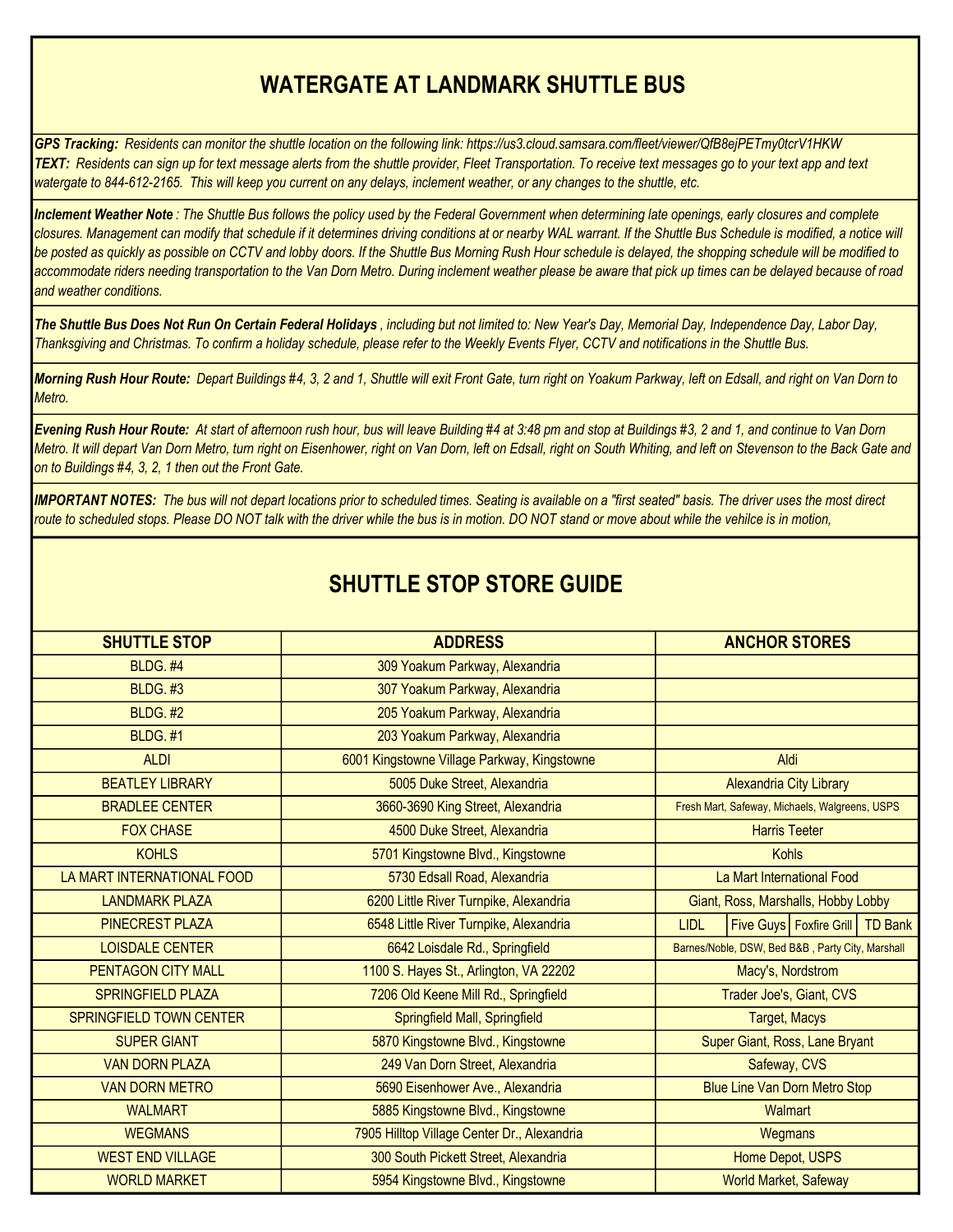# WATERGATE AT LANDMARK SHUTTLE BUS

***GPS Tracking:*** *Residents can monitor the shuttle location on the following link: https://us3.cloud.samsara.com/fleet/viewer/QfB8ejPETmy0tcrV1HKW*
***TEXT:*** *Residents can sign up for text message alerts from the shuttle provider, Fleet Transportation. To receive text messages go to your text app and text watergate to 844-612-2165. This will keep you current on any delays, inclement weather, or any changes to the shuttle, etc.*

***Inclement Weather Note*** *: The Shuttle Bus follows the policy used by the Federal Government when determining late openings, early closures and complete closures. Management can modify that schedule if it determines driving conditions at or nearby WAL warrant. If the Shuttle Bus Schedule is modified, a notice will be posted as quickly as possible on CCTV and lobby doors. If the Shuttle Bus Morning Rush Hour schedule is delayed, the shopping schedule will be modified to accommodate riders needing transportation to the Van Dorn Metro. During inclement weather please be aware that pick up times can be delayed because of road and weather conditions.*

***The Shuttle Bus Does Not Run On Certain Federal Holidays*** *, including but not limited to: New Year's Day, Memorial Day, Independence Day, Labor Day, Thanksgiving and Christmas. To confirm a holiday schedule, please refer to the Weekly Events Flyer, CCTV and notifications in the Shuttle Bus.*

***Morning Rush Hour Route:*** *Depart Buildings #4, 3, 2 and 1, Shuttle will exit Front Gate, turn right on Yoakum Parkway, left on Edsall, and right on Van Dorn to Metro.*

***Evening Rush Hour Route:*** *At start of afternoon rush hour, bus will leave Building #4 at 3:48 pm and stop at Buildings #3, 2 and 1, and continue to Van Dorn Metro. It will depart Van Dorn Metro, turn right on Eisenhower, right on Van Dorn, left on Edsall, right on South Whiting, and left on Stevenson to the Back Gate and on to Buildings #4, 3, 2, 1 then out the Front Gate.*

***IMPORTANT NOTES:*** *The bus will not depart locations prior to scheduled times. Seating is available on a "first seated" basis. The driver uses the most direct route to scheduled stops. Please DO NOT talk with the driver while the bus is in motion. DO NOT stand or move about while the vehilce is in motion,*

## SHUTTLE STOP STORE GUIDE

| SHUTTLE STOP | ADDRESS | ANCHOR STORES |
|---|---|---|
| BLDG. #4 | 309 Yoakum Parkway, Alexandria | |
| BLDG. #3 | 307 Yoakum Parkway, Alexandria | |
| BLDG. #2 | 205 Yoakum Parkway, Alexandria | |
| BLDG. #1 | 203 Yoakum Parkway, Alexandria | |
| ALDI | 6001 Kingstowne Village Parkway, Kingstowne | Aldi |
| BEATLEY LIBRARY | 5005 Duke Street, Alexandria | Alexandria City Library |
| BRADLEE CENTER | 3660-3690 King Street, Alexandria | Fresh Mart, Safeway, Michaels, Walgreens, USPS |
| FOX CHASE | 4500 Duke Street, Alexandria | Harris Teeter |
| KOHLS | 5701 Kingstowne Blvd., Kingstowne | Kohls |
| LA MART INTERNATIONAL FOOD | 5730 Edsall Road, Alexandria | La Mart International Food |
| LANDMARK PLAZA | 6200 Little River Turnpike, Alexandria | Giant, Ross, Marshalls, Hobby Lobby |
| PINECREST PLAZA | 6548 Little River Turnpike, Alexandria | LIDL, Five Guys, Foxfire Grill, TD Bank |
| LOISDALE CENTER | 6642 Loisdale Rd., Springfield | Barnes/Noble, DSW, Bed B&B , Party City, Marshall |
| PENTAGON CITY MALL | 1100 S. Hayes St., Arlington, VA 22202 | Macy's, Nordstrom |
| SPRINGFIELD PLAZA | 7206 Old Keene Mill Rd., Springfield | Trader Joe's, Giant, CVS |
| SPRINGFIELD TOWN CENTER | Springfield Mall, Springfield | Target, Macys |
| SUPER GIANT | 5870 Kingstowne Blvd., Kingstowne | Super Giant, Ross, Lane Bryant |
| VAN DORN PLAZA | 249 Van Dorn Street, Alexandria | Safeway, CVS |
| VAN DORN METRO | 5690 Eisenhower Ave., Alexandria | Blue Line Van Dorn Metro Stop |
| WALMART | 5885 Kingstowne Blvd., Kingstowne | Walmart |
| WEGMANS | 7905 Hilltop Village Center Dr., Alexandria | Wegmans |
| WEST END VILLAGE | 300 South Pickett Street, Alexandria | Home Depot, USPS |
| WORLD MARKET | 5954 Kingstowne Blvd., Kingstowne | World Market, Safeway |